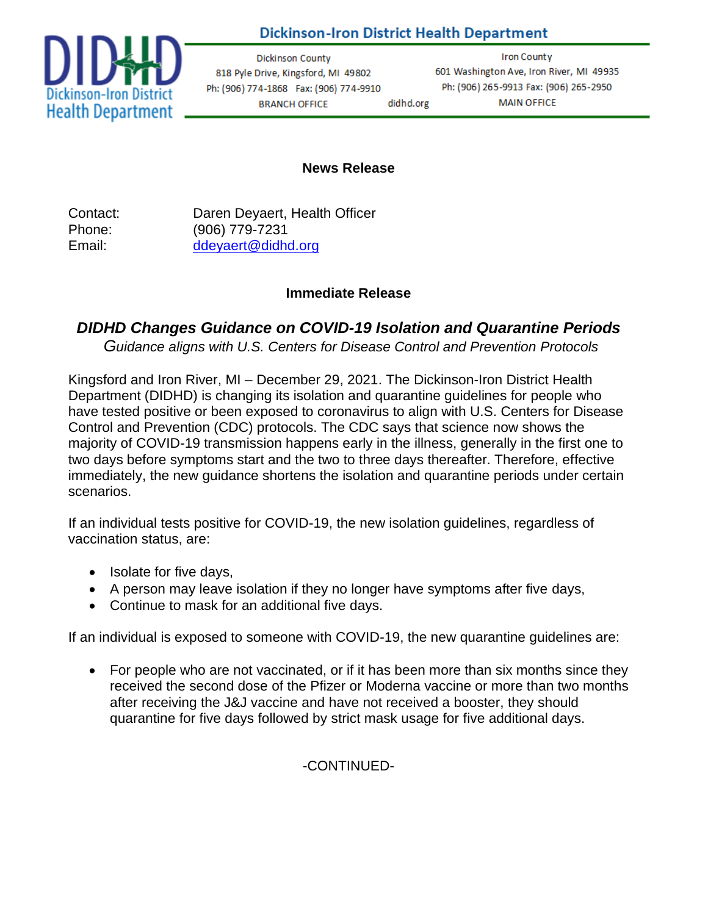**Dickinson-Iron District Health Department**

Dickinson County
818 Pyle Drive, Kingsford, MI 49802
Ph: (906) 774-1868 Fax: (906) 774-9910
BRANCH OFFICE

didhd.org

Iron County
601 Washington Ave, Iron River, MI 49935
Ph: (906) 265-9913 Fax: (906) 265-2950
MAIN OFFICE

**News Release**

Contact: Daren Deyaert, Health Officer
Phone: (906) 779-7231
Email: ddeyaert@didhd.org

**Immediate Release**

## *DIDHD Changes Guidance on COVID-19 Isolation and Quarantine Periods*

*Guidance aligns with U.S. Centers for Disease Control and Prevention Protocols*

Kingsford and Iron River, MI – December 29, 2021. The Dickinson-Iron District Health Department (DIDHD) is changing its isolation and quarantine guidelines for people who have tested positive or been exposed to coronavirus to align with U.S. Centers for Disease Control and Prevention (CDC) protocols. The CDC says that science now shows the majority of COVID-19 transmission happens early in the illness, generally in the first one to two days before symptoms start and the two to three days thereafter. Therefore, effective immediately, the new guidance shortens the isolation and quarantine periods under certain scenarios.

If an individual tests positive for COVID-19, the new isolation guidelines, regardless of vaccination status, are:

- Isolate for five days,
- A person may leave isolation if they no longer have symptoms after five days,
- Continue to mask for an additional five days.

If an individual is exposed to someone with COVID-19, the new quarantine guidelines are:

- For people who are not vaccinated, or if it has been more than six months since they received the second dose of the Pfizer or Moderna vaccine or more than two months after receiving the J&J vaccine and have not received a booster, they should quarantine for five days followed by strict mask usage for five additional days.

-CONTINUED-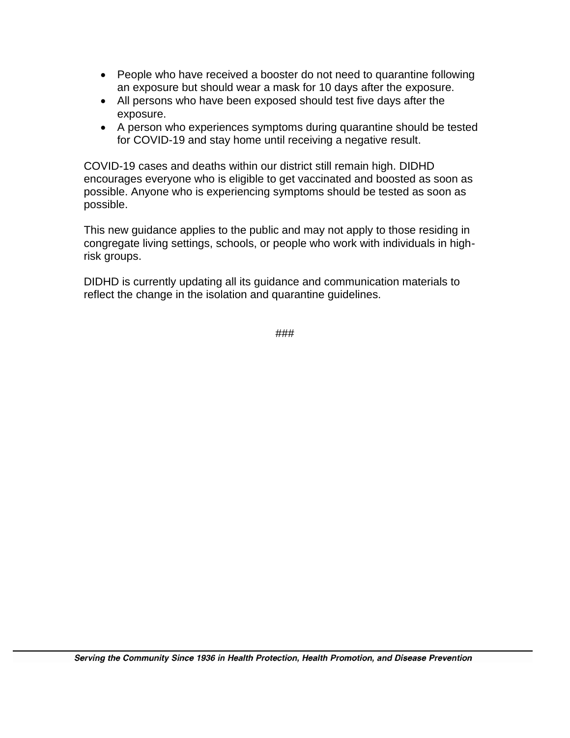- People who have received a booster do not need to quarantine following an exposure but should wear a mask for 10 days after the exposure.
- All persons who have been exposed should test five days after the exposure.
- A person who experiences symptoms during quarantine should be tested for COVID-19 and stay home until receiving a negative result.

COVID-19 cases and deaths within our district still remain high. DIDHD encourages everyone who is eligible to get vaccinated and boosted as soon as possible. Anyone who is experiencing symptoms should be tested as soon as possible.

This new guidance applies to the public and may not apply to those residing in congregate living settings, schools, or people who work with individuals in high-risk groups.

DIDHD is currently updating all its guidance and communication materials to reflect the change in the isolation and quarantine guidelines.

###